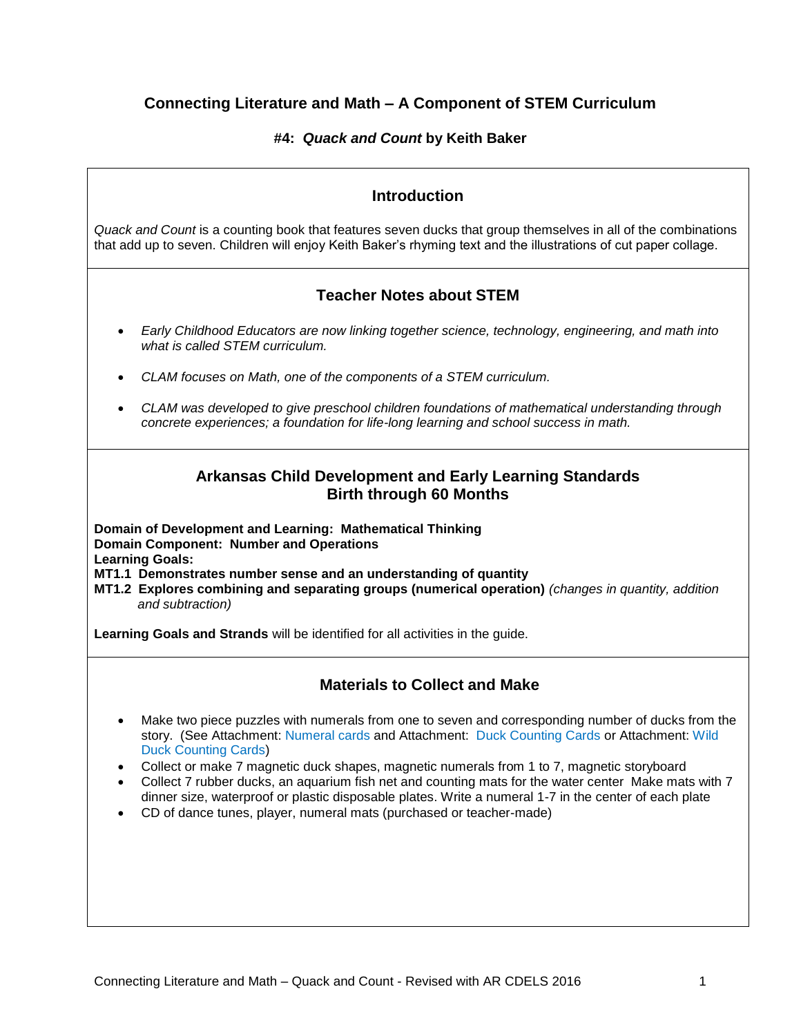# Connecting Literature and Math – A Component of STEM Curriculum

### #4: *Quack and Count* by Keith Baker

## Introduction

*Quack and Count* is a counting book that features seven ducks that group themselves in all of the combinations that add up to seven. Children will enjoy Keith Baker's rhyming text and the illustrations of cut paper collage.

## Teacher Notes about STEM

- *Early Childhood Educators are now linking together science, technology, engineering, and math into what is called STEM curriculum.*
- *CLAM focuses on Math, one of the components of a STEM curriculum.*
- *CLAM was developed to give preschool children foundations of mathematical understanding through concrete experiences; a foundation for life-long learning and school success in math.*

## Arkansas Child Development and Early Learning Standards Birth through 60 Months

**Domain of Development and Learning: Mathematical Thinking**
**Domain Component: Number and Operations**
**Learning Goals:**
**MT1.1 Demonstrates number sense and an understanding of quantity**
**MT1.2 Explores combining and separating groups (numerical operation)** *(changes in quantity, addition and subtraction)*

**Learning Goals and Strands** will be identified for all activities in the guide.

## Materials to Collect and Make

- Make two piece puzzles with numerals from one to seven and corresponding number of ducks from the story. (See Attachment: Numeral cards and Attachment: Duck Counting Cards or Attachment: Wild Duck Counting Cards)
- Collect or make 7 magnetic duck shapes, magnetic numerals from 1 to 7, magnetic storyboard
- Collect 7 rubber ducks, an aquarium fish net and counting mats for the water center Make mats with 7 dinner size, waterproof or plastic disposable plates. Write a numeral 1-7 in the center of each plate
- CD of dance tunes, player, numeral mats (purchased or teacher-made)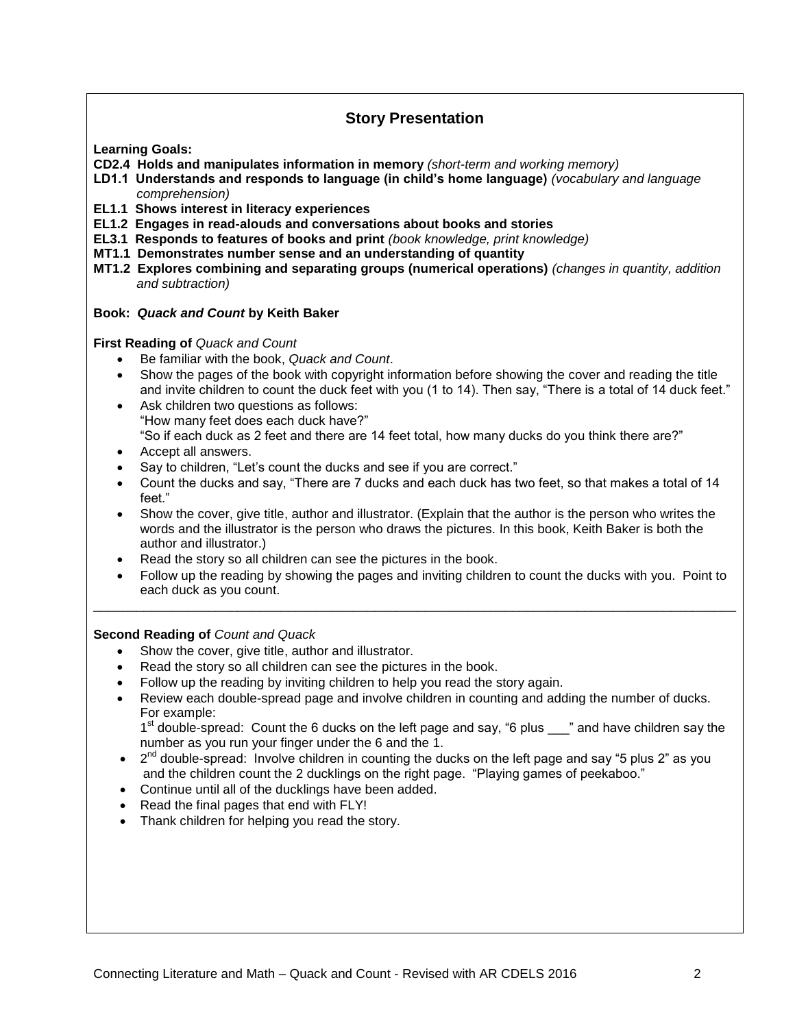## Story Presentation

**Learning Goals:**

**CD2.4 Holds and manipulates information in memory** *(short-term and working memory)*
**LD1.1 Understands and responds to language (in child's home language)** *(vocabulary and language comprehension)*
**EL1.1 Shows interest in literacy experiences**
**EL1.2 Engages in read-alouds and conversations about books and stories**
**EL3.1 Responds to features of books and print** *(book knowledge, print knowledge)*
**MT1.1 Demonstrates number sense and an understanding of quantity**
**MT1.2 Explores combining and separating groups (numerical operations)** *(changes in quantity, addition and subtraction)*

**Book: *Quack and Count* by Keith Baker**

**First Reading of** *Quack and Count*

- Be familiar with the book, *Quack and Count*.
- Show the pages of the book with copyright information before showing the cover and reading the title and invite children to count the duck feet with you (1 to 14). Then say, "There is a total of 14 duck feet."
- Ask children two questions as follows:
  "How many feet does each duck have?"
  "So if each duck as 2 feet and there are 14 feet total, how many ducks do you think there are?"
- Accept all answers.
- Say to children, "Let's count the ducks and see if you are correct."
- Count the ducks and say, "There are 7 ducks and each duck has two feet, so that makes a total of 14 feet."
- Show the cover, give title, author and illustrator. (Explain that the author is the person who writes the words and the illustrator is the person who draws the pictures. In this book, Keith Baker is both the author and illustrator.)
- Read the story so all children can see the pictures in the book.
- Follow up the reading by showing the pages and inviting children to count the ducks with you. Point to each duck as you count.

---

**Second Reading of** *Count and Quack*

- Show the cover, give title, author and illustrator.
- Read the story so all children can see the pictures in the book.
- Follow up the reading by inviting children to help you read the story again.
- Review each double-spread page and involve children in counting and adding the number of ducks. For example:
  1st double-spread: Count the 6 ducks on the left page and say, "6 plus ___" and have children say the number as you run your finger under the 6 and the 1.
- 2nd double-spread: Involve children in counting the ducks on the left page and say "5 plus 2" as you and the children count the 2 ducklings on the right page. "Playing games of peekaboo."
- Continue until all of the ducklings have been added.
- Read the final pages that end with FLY!
- Thank children for helping you read the story.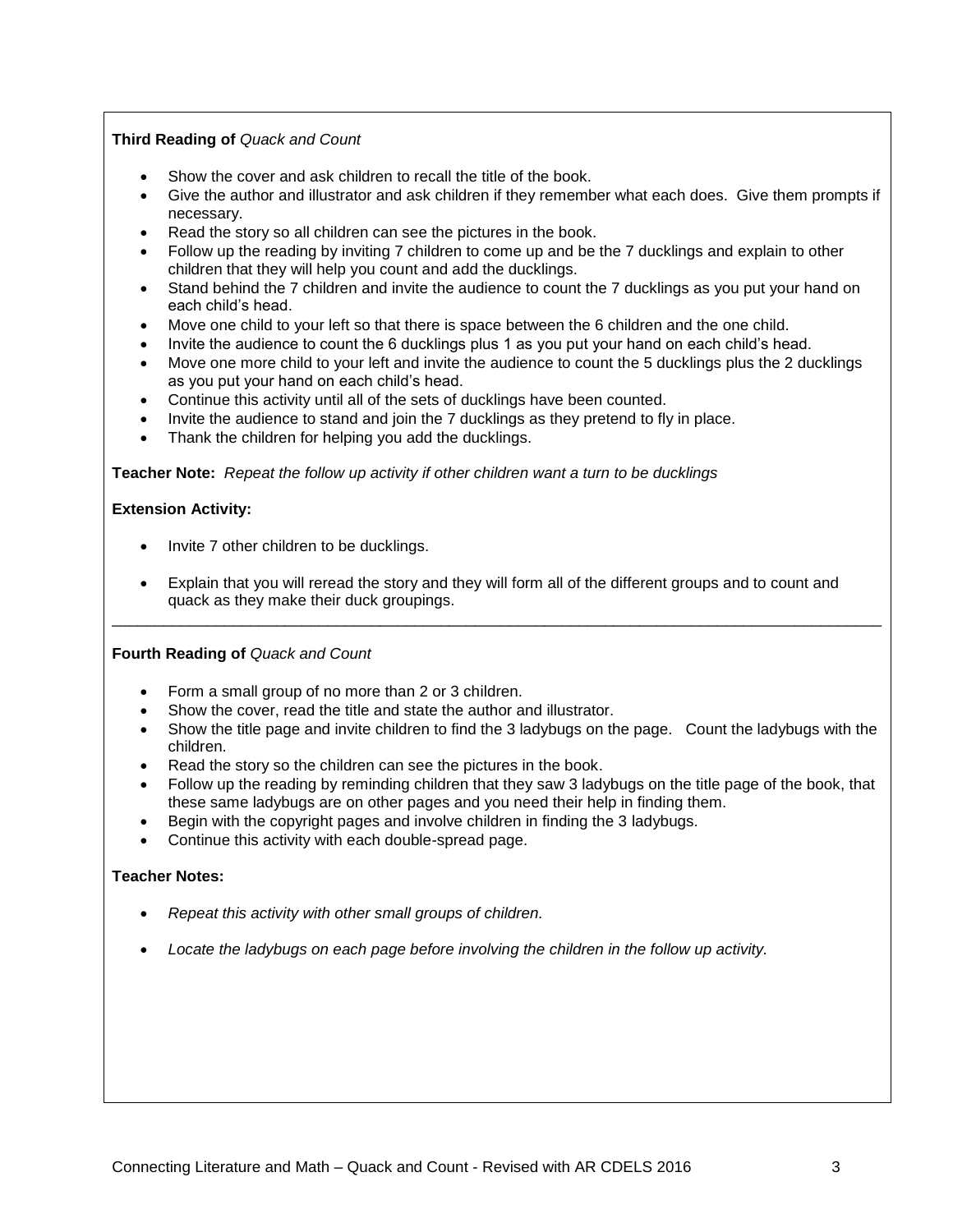**Third Reading of** *Quack and Count*

- Show the cover and ask children to recall the title of the book.
- Give the author and illustrator and ask children if they remember what each does. Give them prompts if necessary.
- Read the story so all children can see the pictures in the book.
- Follow up the reading by inviting 7 children to come up and be the 7 ducklings and explain to other children that they will help you count and add the ducklings.
- Stand behind the 7 children and invite the audience to count the 7 ducklings as you put your hand on each child's head.
- Move one child to your left so that there is space between the 6 children and the one child.
- Invite the audience to count the 6 ducklings plus 1 as you put your hand on each child's head.
- Move one more child to your left and invite the audience to count the 5 ducklings plus the 2 ducklings as you put your hand on each child's head.
- Continue this activity until all of the sets of ducklings have been counted.
- Invite the audience to stand and join the 7 ducklings as they pretend to fly in place.
- Thank the children for helping you add the ducklings.

**Teacher Note:** *Repeat the follow up activity if other children want a turn to be ducklings*

**Extension Activity:**

- Invite 7 other children to be ducklings.
- Explain that you will reread the story and they will form all of the different groups and to count and quack as they make their duck groupings.

---

**Fourth Reading of** *Quack and Count*

- Form a small group of no more than 2 or 3 children.
- Show the cover, read the title and state the author and illustrator.
- Show the title page and invite children to find the 3 ladybugs on the page. Count the ladybugs with the children.
- Read the story so the children can see the pictures in the book.
- Follow up the reading by reminding children that they saw 3 ladybugs on the title page of the book, that these same ladybugs are on other pages and you need their help in finding them.
- Begin with the copyright pages and involve children in finding the 3 ladybugs.
- Continue this activity with each double-spread page.

**Teacher Notes:**

- *Repeat this activity with other small groups of children.*
- *Locate the ladybugs on each page before involving the children in the follow up activity.*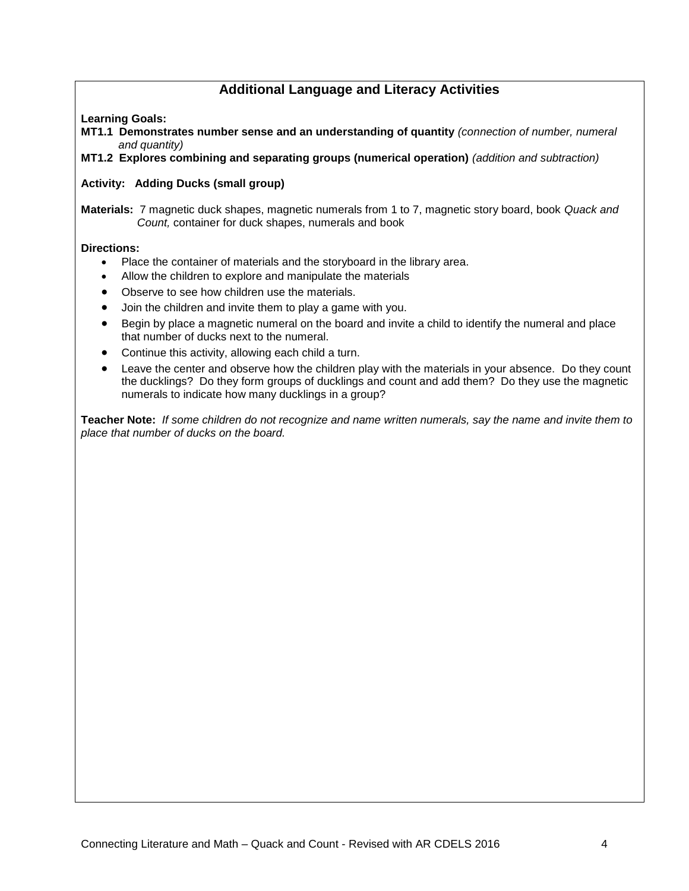## Additional Language and Literacy Activities

**Learning Goals:**

**MT1.1 Demonstrates number sense and an understanding of quantity** *(connection of number, numeral and quantity)*

**MT1.2 Explores combining and separating groups (numerical operation)** *(addition and subtraction)*

**Activity: Adding Ducks (small group)**

**Materials:** 7 magnetic duck shapes, magnetic numerals from 1 to 7, magnetic story board, book *Quack and Count,* container for duck shapes, numerals and book

**Directions:**

- Place the container of materials and the storyboard in the library area.
- Allow the children to explore and manipulate the materials
- Observe to see how children use the materials.
- Join the children and invite them to play a game with you.
- Begin by place a magnetic numeral on the board and invite a child to identify the numeral and place that number of ducks next to the numeral.
- Continue this activity, allowing each child a turn.
- Leave the center and observe how the children play with the materials in your absence. Do they count the ducklings? Do they form groups of ducklings and count and add them? Do they use the magnetic numerals to indicate how many ducklings in a group?

**Teacher Note:** *If some children do not recognize and name written numerals, say the name and invite them to place that number of ducks on the board.*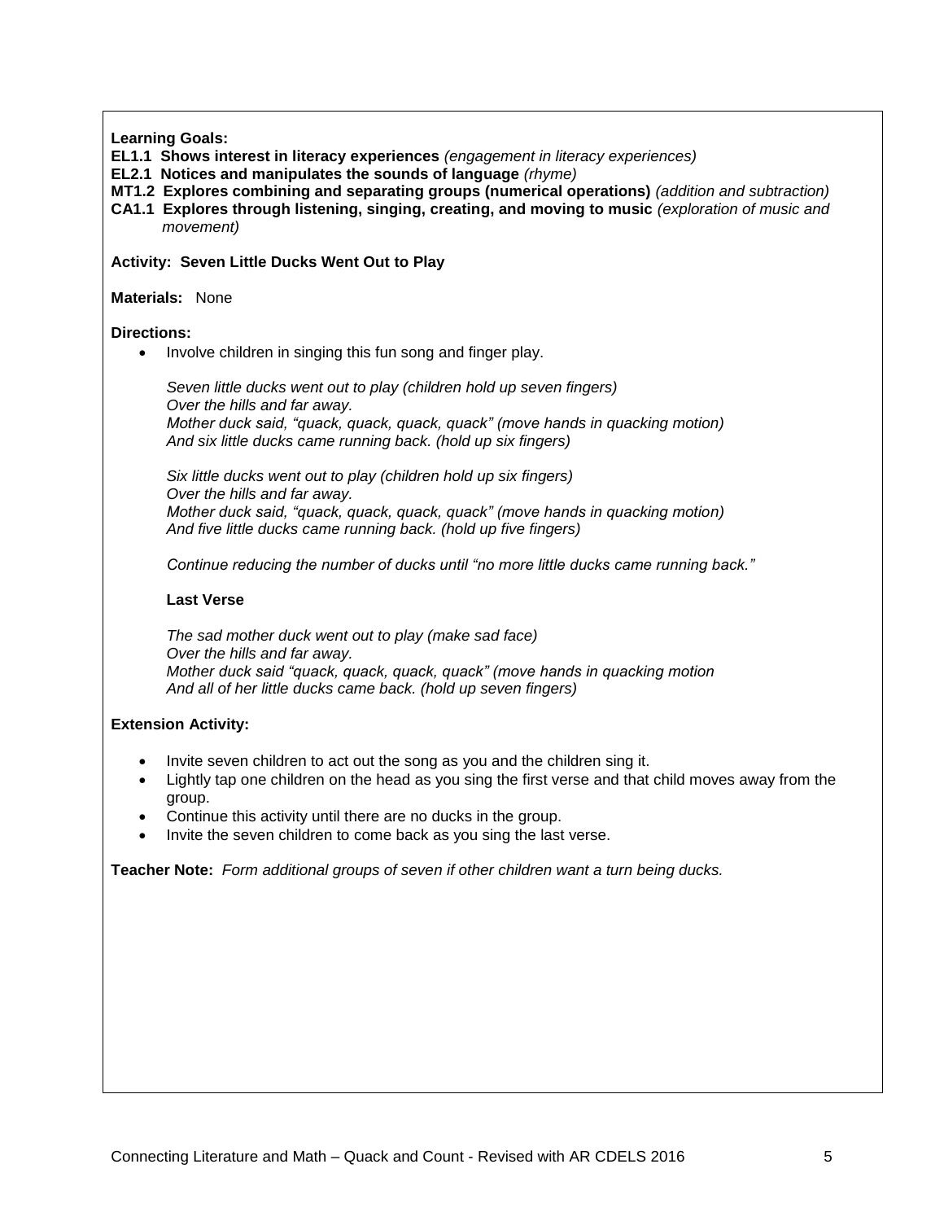**Learning Goals:**

**EL1.1 Shows interest in literacy experiences** *(engagement in literacy experiences)*
**EL2.1 Notices and manipulates the sounds of language** *(rhyme)*
**MT1.2 Explores combining and separating groups (numerical operations)** *(addition and subtraction)*
**CA1.1 Explores through listening, singing, creating, and moving to music** *(exploration of music and movement)*

**Activity: Seven Little Ducks Went Out to Play**

**Materials:** None

**Directions:**

- Involve children in singing this fun song and finger play.

*Seven little ducks went out to play (children hold up seven fingers)*
*Over the hills and far away.*
*Mother duck said, "quack, quack, quack, quack" (move hands in quacking motion)*
*And six little ducks came running back. (hold up six fingers)*

*Six little ducks went out to play (children hold up six fingers)*
*Over the hills and far away.*
*Mother duck said, "quack, quack, quack, quack" (move hands in quacking motion)*
*And five little ducks came running back. (hold up five fingers)*

*Continue reducing the number of ducks until "no more little ducks came running back."*

**Last Verse**

*The sad mother duck went out to play (make sad face)*
*Over the hills and far away.*
*Mother duck said "quack, quack, quack, quack" (move hands in quacking motion*
*And all of her little ducks came back. (hold up seven fingers)*

**Extension Activity:**

- Invite seven children to act out the song as you and the children sing it.
- Lightly tap one children on the head as you sing the first verse and that child moves away from the group.
- Continue this activity until there are no ducks in the group.
- Invite the seven children to come back as you sing the last verse.

**Teacher Note:** *Form additional groups of seven if other children want a turn being ducks.*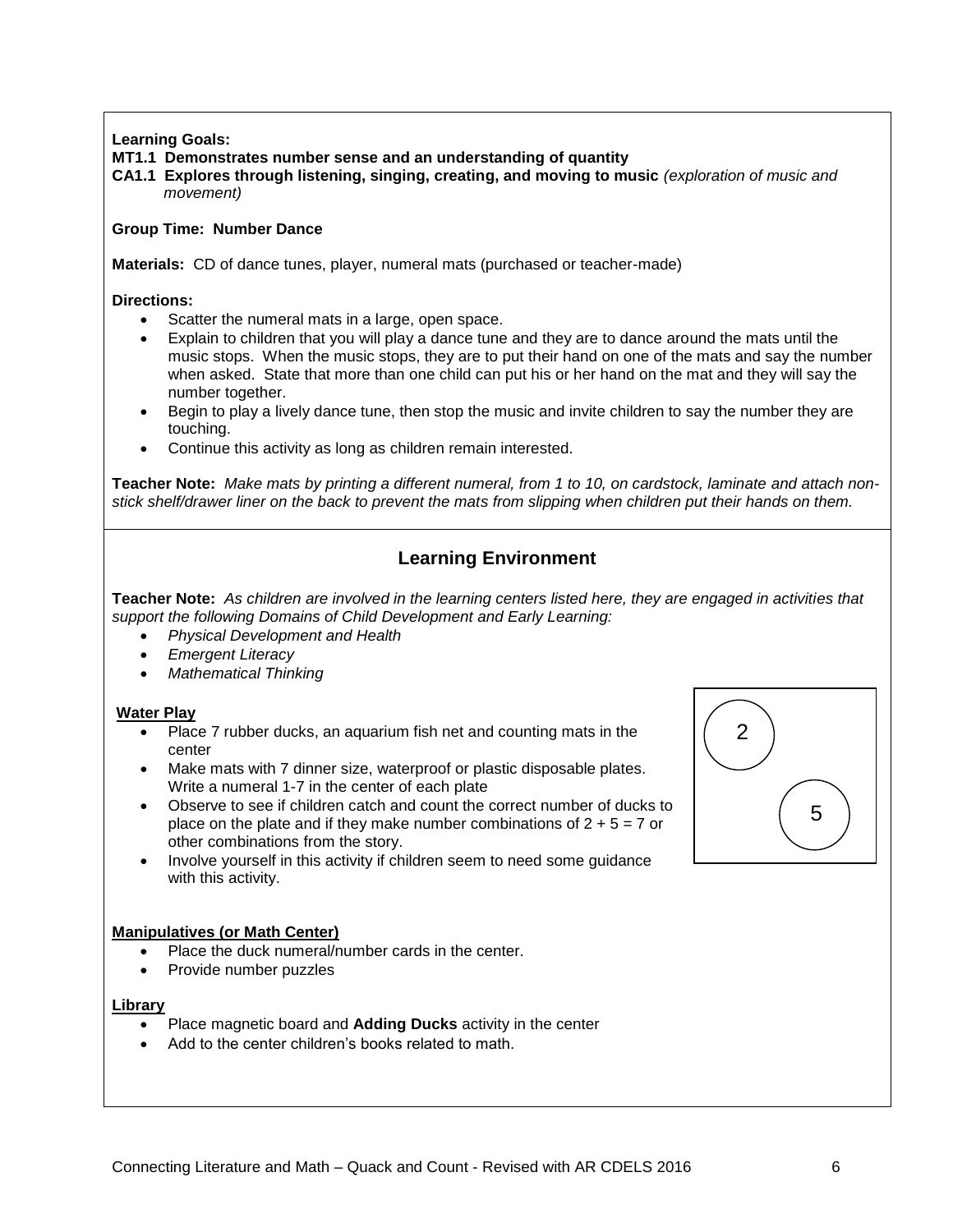**Learning Goals:**

**MT1.1 Demonstrates number sense and an understanding of quantity**

**CA1.1 Explores through listening, singing, creating, and moving to music** *(exploration of music and movement)*

**Group Time: Number Dance**

**Materials:** CD of dance tunes, player, numeral mats (purchased or teacher-made)

**Directions:**

- Scatter the numeral mats in a large, open space.
- Explain to children that you will play a dance tune and they are to dance around the mats until the music stops. When the music stops, they are to put their hand on one of the mats and say the number when asked. State that more than one child can put his or her hand on the mat and they will say the number together.
- Begin to play a lively dance tune, then stop the music and invite children to say the number they are touching.
- Continue this activity as long as children remain interested.

**Teacher Note:** *Make mats by printing a different numeral, from 1 to 10, on cardstock, laminate and attach non-stick shelf/drawer liner on the back to prevent the mats from slipping when children put their hands on them.*

## Learning Environment

**Teacher Note:** *As children are involved in the learning centers listed here, they are engaged in activities that support the following Domains of Child Development and Early Learning:*

- *Physical Development and Health*
- *Emergent Literacy*
- *Mathematical Thinking*

**Water Play**

- Place 7 rubber ducks, an aquarium fish net and counting mats in the center
- Make mats with 7 dinner size, waterproof or plastic disposable plates. Write a numeral 1-7 in the center of each plate
- Observe to see if children catch and count the correct number of ducks to place on the plate and if they make number combinations of $2 + 5 = 7$ or other combinations from the story.
- Involve yourself in this activity if children seem to need some guidance with this activity.

2

5

**Manipulatives (or Math Center)**

- Place the duck numeral/number cards in the center.
- Provide number puzzles

**Library**

- Place magnetic board and **Adding Ducks** activity in the center
- Add to the center children's books related to math.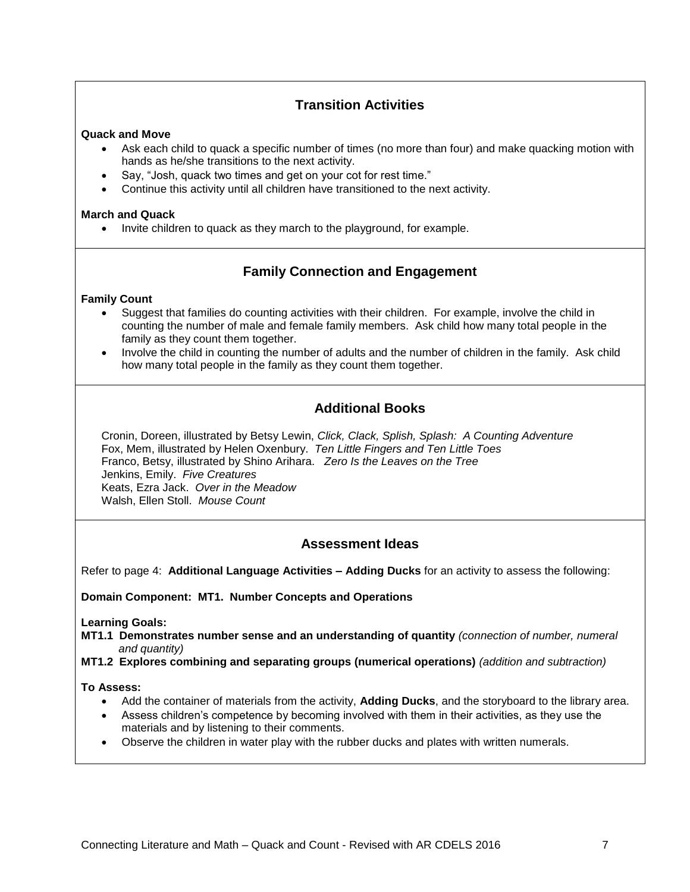## Transition Activities

**Quack and Move**

- Ask each child to quack a specific number of times (no more than four) and make quacking motion with hands as he/she transitions to the next activity.
- Say, "Josh, quack two times and get on your cot for rest time."
- Continue this activity until all children have transitioned to the next activity.

**March and Quack**

- Invite children to quack as they march to the playground, for example.

## Family Connection and Engagement

**Family Count**

- Suggest that families do counting activities with their children. For example, involve the child in counting the number of male and female family members. Ask child how many total people in the family as they count them together.
- Involve the child in counting the number of adults and the number of children in the family. Ask child how many total people in the family as they count them together.

## Additional Books

Cronin, Doreen, illustrated by Betsy Lewin, *Click, Clack, Splish, Splash: A Counting Adventure*
Fox, Mem, illustrated by Helen Oxenbury. *Ten Little Fingers and Ten Little Toes*
Franco, Betsy, illustrated by Shino Arihara. *Zero Is the Leaves on the Tree*
Jenkins, Emily. *Five Creatures*
Keats, Ezra Jack. *Over in the Meadow*
Walsh, Ellen Stoll. *Mouse Count*

## Assessment Ideas

Refer to page 4: **Additional Language Activities – Adding Ducks** for an activity to assess the following:

**Domain Component: MT1. Number Concepts and Operations**

**Learning Goals:**
**MT1.1 Demonstrates number sense and an understanding of quantity** *(connection of number, numeral and quantity)*
**MT1.2 Explores combining and separating groups (numerical operations)** *(addition and subtraction)*

**To Assess:**

- Add the container of materials from the activity, **Adding Ducks**, and the storyboard to the library area.
- Assess children's competence by becoming involved with them in their activities, as they use the materials and by listening to their comments.
- Observe the children in water play with the rubber ducks and plates with written numerals.